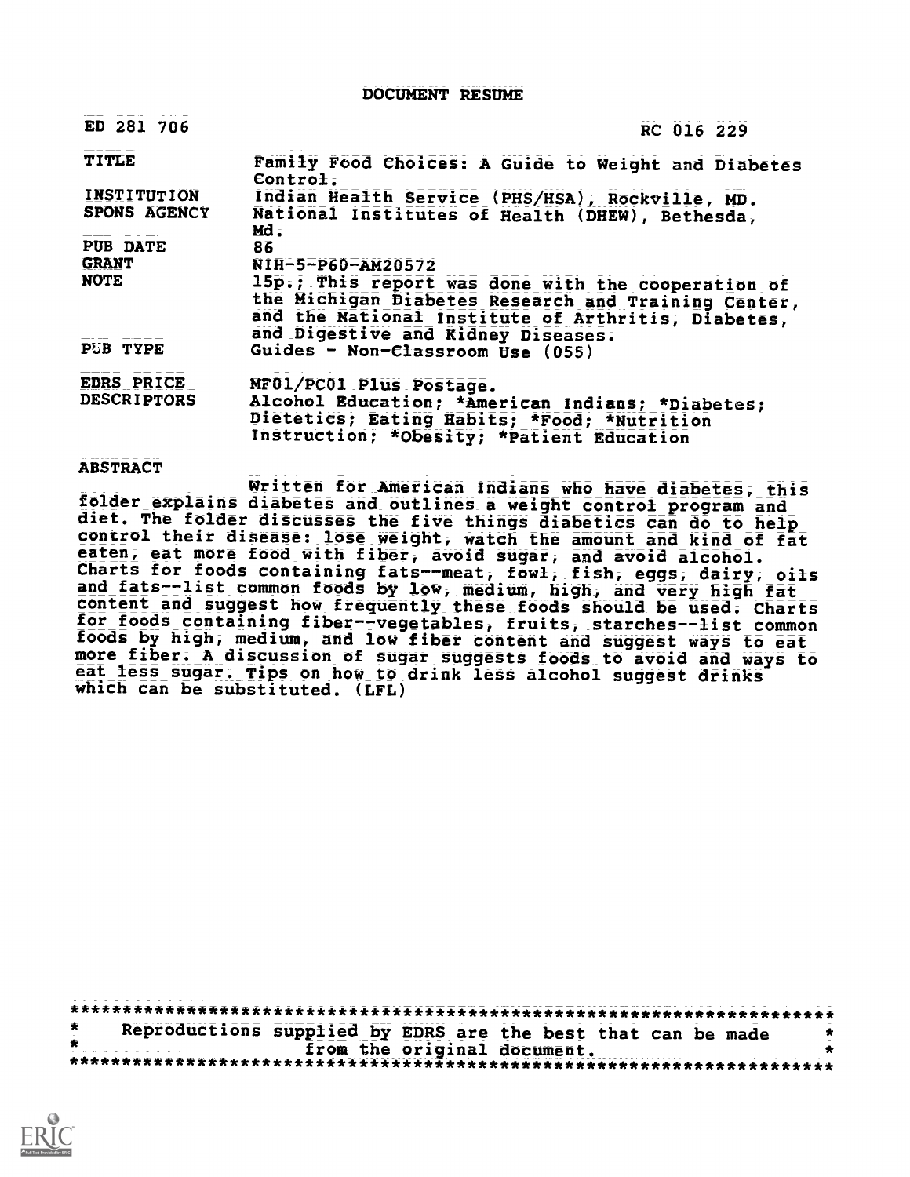# DOCUMENT RESUME

| | |
|---|---|
| ED 281 706 | RC 016 229 |
| TITLE | Family Food Choices: A Guide to Weight and Diabetes Control. |
| INSTITUTION | Indian Health Service (PHS/HSA), Rockville, MD. |
| SPONS AGENCY | National Institutes of Health (DHEW), Bethesda, Md. |
| PUB DATE | 86 |
| GRANT | NIH-5-P60-AM20572 |
| NOTE | 15p.; This report was done with the cooperation of the Michigan Diabetes Research and Training Center, and the National Institute of Arthritis, Diabetes, and Digestive and Kidney Diseases. |
| PUB TYPE | Guides - Non-Classroom Use (055) |
| EDRS PRICE | MF01/PC01 Plus Postage. |
| DESCRIPTORS | Alcohol Education; *American Indians; *Diabetes; Dietetics; Eating Habits; *Food; *Nutrition Instruction; *Obesity; *Patient Education |

## ABSTRACT

Written for American Indians who have diabetes, this folder explains diabetes and outlines a weight control program and diet. The folder discusses the five things diabetics can do to help control their disease: lose weight, watch the amount and kind of fat eaten, eat more food with fiber, avoid sugar, and avoid alcohol. Charts for foods containing fats--meat, fowl, fish, eggs, dairy, oils and fats--list common foods by low, medium, high, and very high fat content and suggest how frequently these foods should be used. Charts for foods containing fiber--vegetables, fruits, starches--list common foods by high, medium, and low fiber content and suggest ways to eat more fiber. A discussion of sugar suggests foods to avoid and ways to eat less sugar. Tips on how to drink less alcohol suggest drinks which can be substituted. (LFL)

```
***********************************************************************
*     Reproductions supplied by EDRS are the best that can be made    *
*                     from the original document.                     *
***********************************************************************
```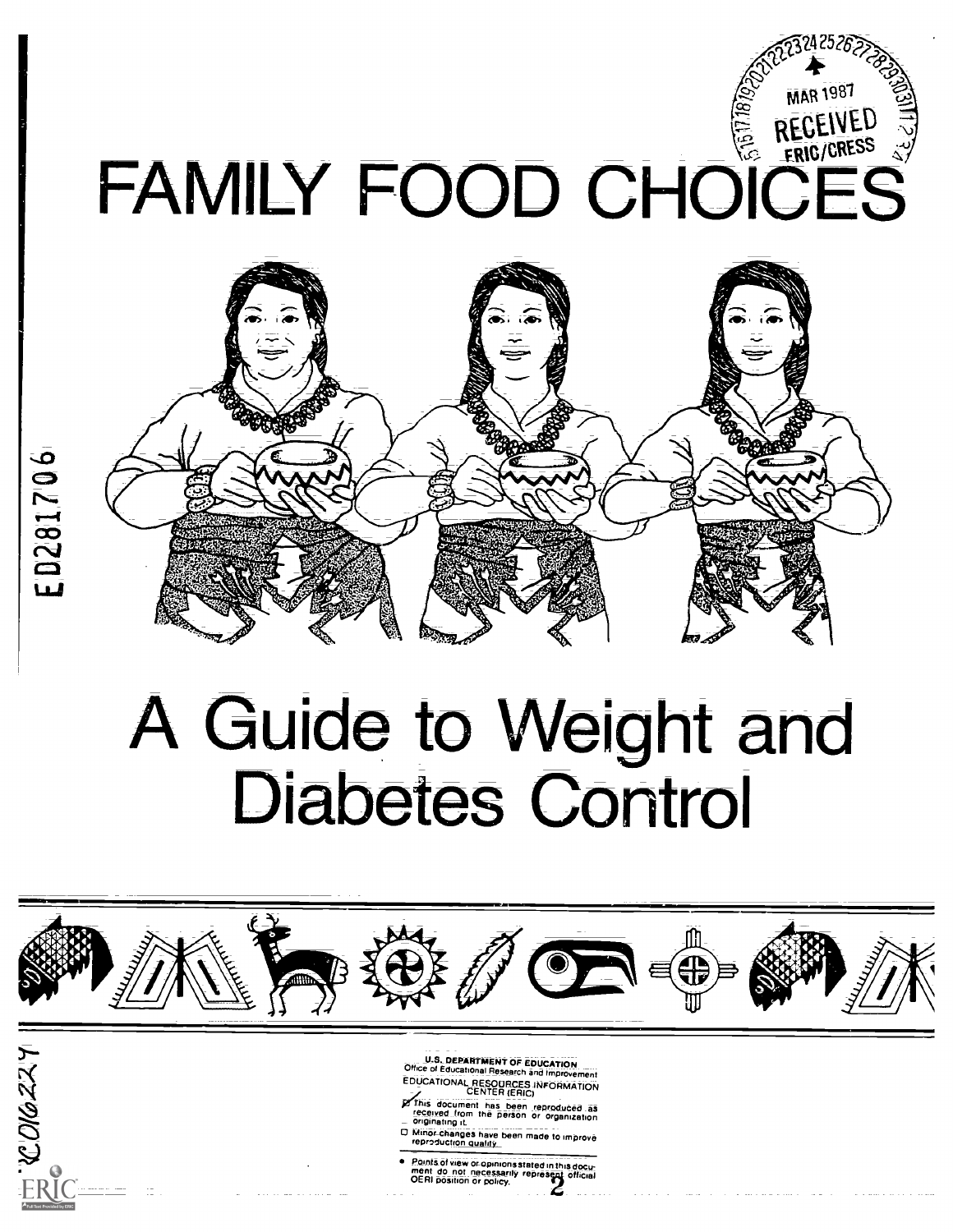# FAMILY FOOD CHOICES

# A Guide to Weight and Diabetes Control

ED281706

RC016224

U.S. DEPARTMENT OF EDUCATION
Office of Educational Research and Improvement
EDUCATIONAL RESOURCES INFORMATION CENTER (ERIC)

☑ This document has been reproduced as received from the person or organization originating it.

☐ Minor changes have been made to improve reproduction quality.

- Points of view or opinions stated in this document do not necessarily represent official OERI position or policy.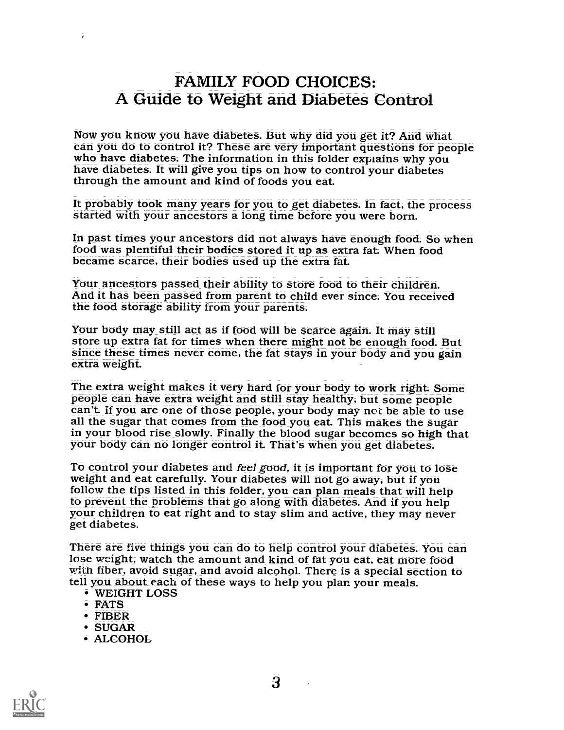# FAMILY FOOD CHOICES:
## A Guide to Weight and Diabetes Control

Now you know you have diabetes. But why did you get it? And what can you do to control it? These are very important questions for people who have diabetes. The information in this folder explains why you have diabetes. It will give you tips on how to control your diabetes through the amount and kind of foods you eat.

It probably took many years for you to get diabetes. In fact, the process started with your ancestors a long time before you were born.

In past times your ancestors did not always have enough food. So when food was plentiful their bodies stored it up as extra fat. When food became scarce, their bodies used up the extra fat.

Your ancestors passed their ability to store food to their children. And it has been passed from parent to child ever since. You received the food storage ability from your parents.

Your body may still act as if food will be scarce again. It may still store up extra fat for times when there might not be enough food. But since these times never come, the fat stays in your body and you gain extra weight.

The extra weight makes it very hard for your body to work right. Some people can have extra weight and still stay healthy, but some people can't. If you are one of those people, your body may not be able to use all the sugar that comes from the food you eat. This makes the sugar in your blood rise slowly. Finally the blood sugar becomes so high that your body can no longer control it. That's when you get diabetes.

To control your diabetes and *feel good*, it is important for you to lose weight and eat carefully. Your diabetes will not go away, but if you follow the tips listed in this folder, you can plan meals that will help to prevent the problems that go along with diabetes. And if you help your children to eat right and to stay slim and active, they may never get diabetes.

There are five things you can do to help control your diabetes. You can lose weight, watch the amount and kind of fat you eat, eat more food with fiber, avoid sugar, and avoid alcohol. There is a special section to tell you about each of these ways to help you plan your meals.

- WEIGHT LOSS
- FATS
- FIBER
- SUGAR
- ALCOHOL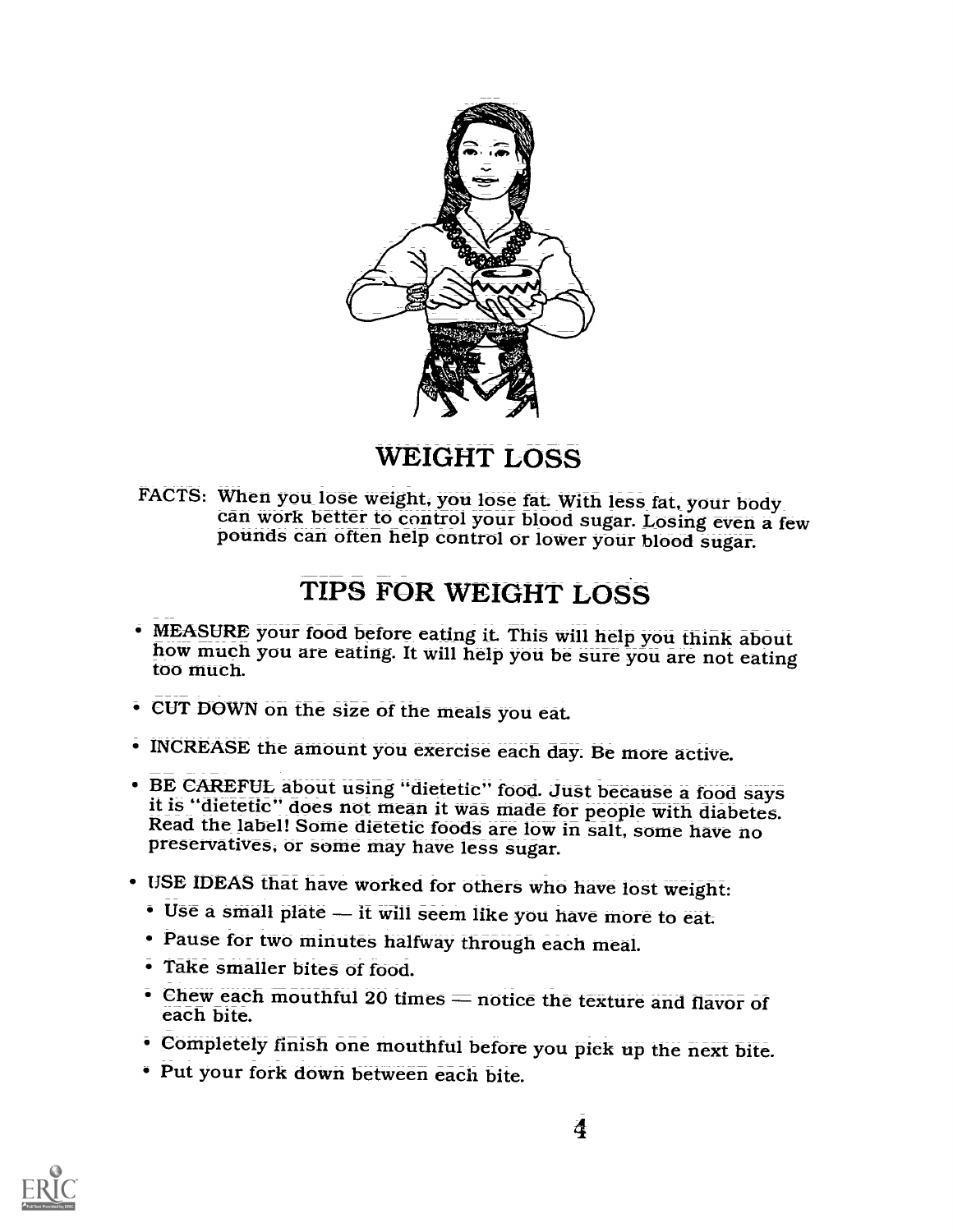## WEIGHT LOSS

FACTS: When you lose weight, you lose fat. With less fat, your body can work better to control your blood sugar. Losing even a few pounds can often help control or lower your blood sugar.

## TIPS FOR WEIGHT LOSS

- MEASURE your food before eating it. This will help you think about how much you are eating. It will help you be sure you are not eating too much.
- CUT DOWN on the size of the meals you eat.
- INCREASE the amount you exercise each day. Be more active.
- BE CAREFUL about using "dietetic" food. Just because a food says it is "dietetic" does not mean it was made for people with diabetes. Read the label! Some dietetic foods are low in salt, some have no preservatives, or some may have less sugar.
- USE IDEAS that have worked for others who have lost weight:
  - Use a small plate — it will seem like you have more to eat.
  - Pause for two minutes halfway through each meal.
  - Take smaller bites of food.
  - Chew each mouthful 20 times — notice the texture and flavor of each bite.
  - Completely finish one mouthful before you pick up the next bite.
  - Put your fork down between each bite.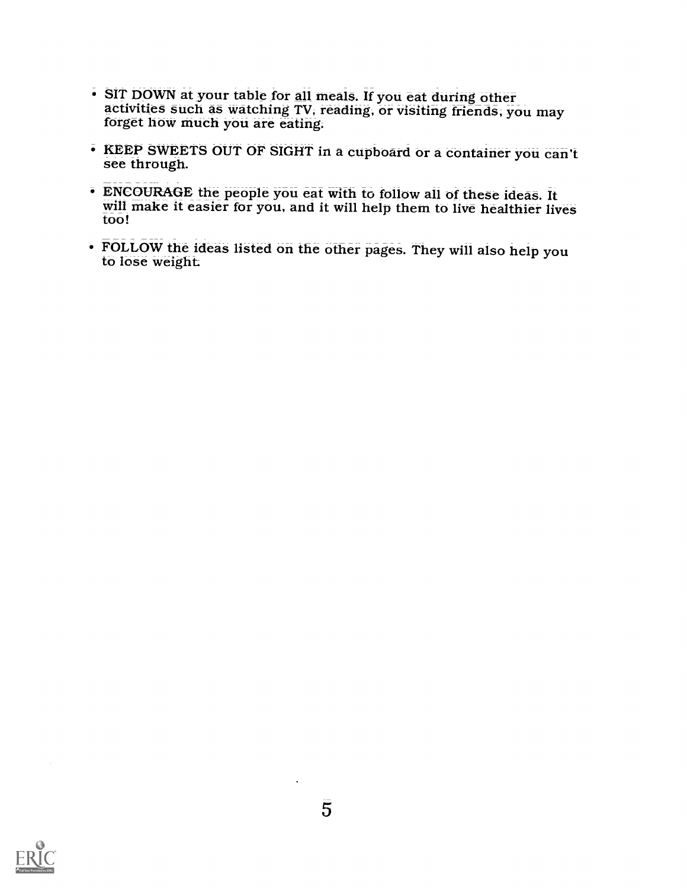- SIT DOWN at your table for all meals. If you eat during other activities such as watching TV, reading, or visiting friends, you may forget how much you are eating.

- KEEP SWEETS OUT OF SIGHT in a cupboard or a container you can't see through.

- ENCOURAGE the people you eat with to follow all of these ideas. It will make it easier for you, and it will help them to live healthier lives too!

- FOLLOW the ideas listed on the other pages. They will also help you to lose weight.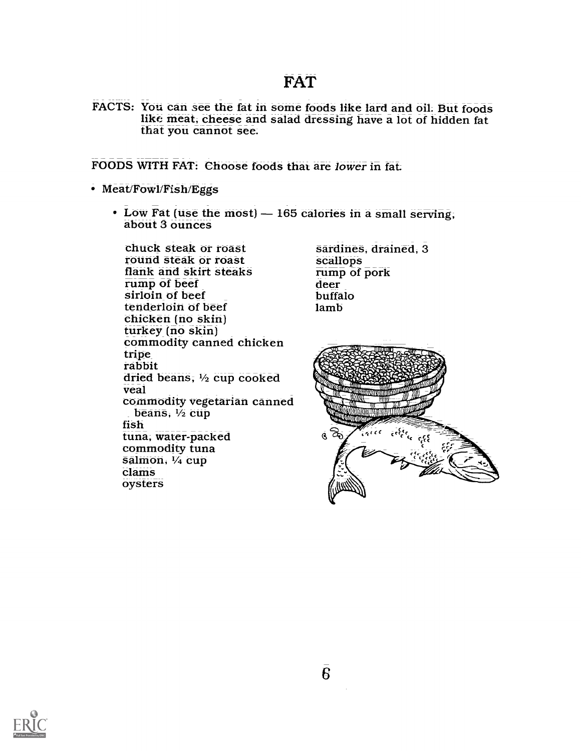# FAT

FACTS: You can see the fat in some foods like lard and oil. But foods like meat, cheese and salad dressing have a lot of hidden fat that you cannot see.

FOODS WITH FAT: Choose foods that are *lower* in fat.

- Meat/Fowl/Fish/Eggs
  - Low Fat (use the most) — 165 calories in a small serving, about 3 ounces

chuck steak or roast
round steak or roast
flank and skirt steaks
rump of beef
sirloin of beef
tenderloin of beef
chicken (no skin)
turkey (no skin)
commodity canned chicken
tripe
rabbit
dried beans, ½ cup cooked
veal
commodity vegetarian canned beans, ½ cup
fish
tuna, water-packed
commodity tuna
salmon, ¼ cup
clams
oysters
sardines, drained, 3
scallops
rump of pork
deer
buffalo
lamb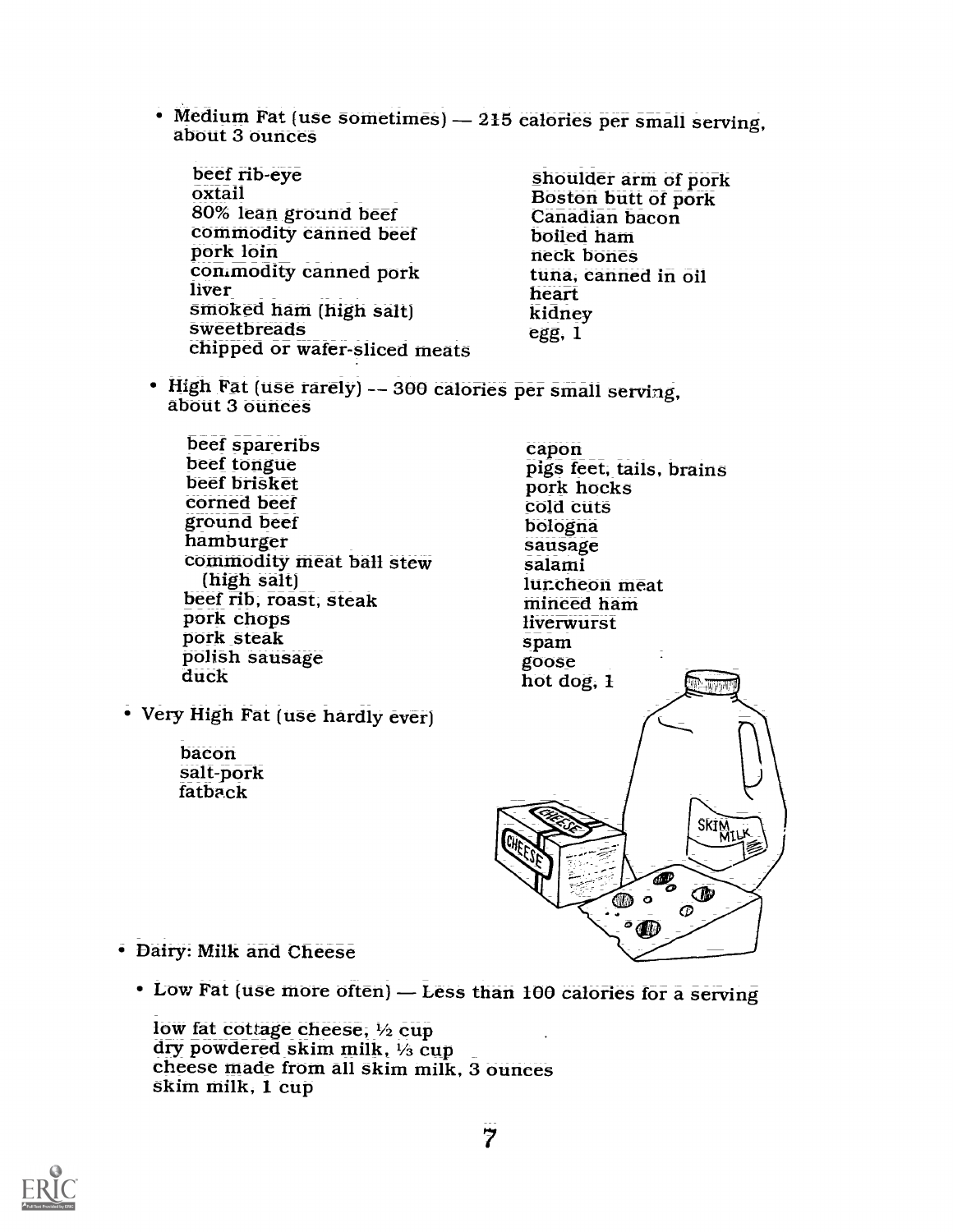- Medium Fat (use sometimes) — 215 calories per small serving, about 3 ounces

  beef rib-eye
  oxtail
  80% lean ground beef
  commodity canned beef
  pork loin
  commodity canned pork
  liver
  smoked ham (high salt)
  sweetbreads
  chipped or wafer-sliced meats
  shoulder arm of pork
  Boston butt of pork
  Canadian bacon
  boiled ham
  neck bones
  tuna, canned in oil
  heart
  kidney
  egg, 1

- High Fat (use rarely) -- 300 calories per small serving, about 3 ounces

  beef spareribs
  beef tongue
  beef brisket
  corned beef
  ground beef
  hamburger
  commodity meat ball stew (high salt)
  beef rib, roast, steak
  pork chops
  pork steak
  polish sausage
  duck
  capon
  pigs feet, tails, brains
  pork hocks
  cold cuts
  bologna
  sausage
  salami
  luncheon meat
  minced ham
  liverwurst
  spam
  goose
  hot dog, 1

- Very High Fat (use hardly ever)

  bacon
  salt-pork
  fatback

- Dairy: Milk and Cheese

  - Low Fat (use more often) — Less than 100 calories for a serving

  low fat cottage cheese, ½ cup
  dry powdered skim milk, ⅓ cup
  cheese made from all skim milk, 3 ounces
  skim milk, 1 cup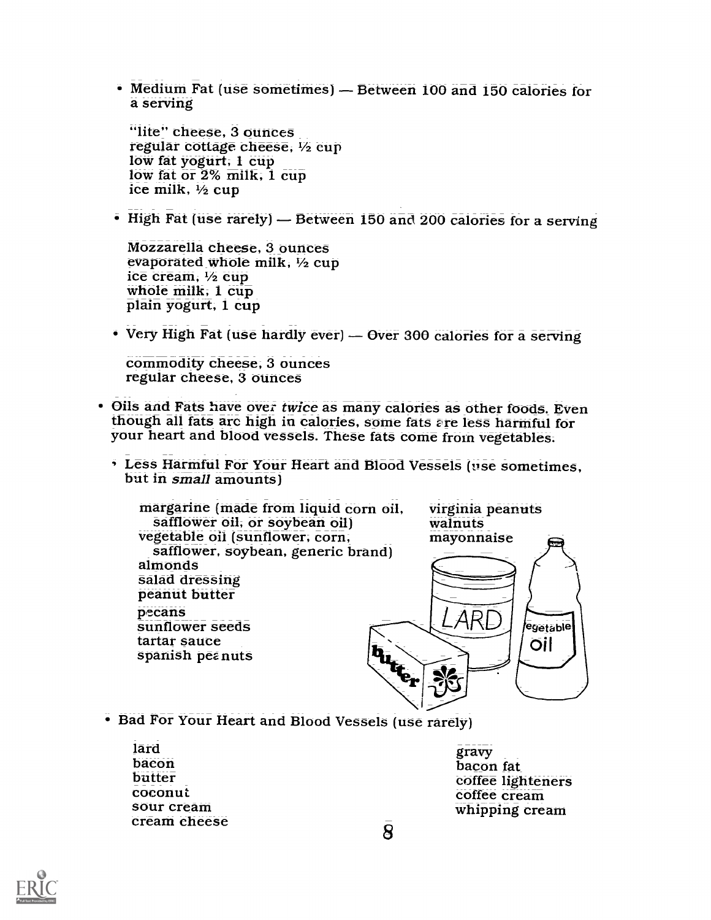- Medium Fat (use sometimes) — Between 100 and 150 calories for a serving

  "lite" cheese, 3 ounces
  regular cottage cheese, ½ cup
  low fat yogurt, 1 cup
  low fat or 2% milk, 1 cup
  ice milk, ½ cup

- High Fat (use rarely) — Between 150 and 200 calories for a serving

  Mozzarella cheese, 3 ounces
  evaporated whole milk, ½ cup
  ice cream, ½ cup
  whole milk, 1 cup
  plain yogurt, 1 cup

- Very High Fat (use hardly ever) — Over 300 calories for a serving

  commodity cheese, 3 ounces
  regular cheese, 3 ounces

- Oils and Fats have over *twice* as many calories as other foods. Even though all fats are high in calories, some fats are less harmful for your heart and blood vessels. These fats come from vegetables.

  - Less Harmful For Your Heart and Blood Vessels (use sometimes, but in *small* amounts)

    margarine (made from liquid corn oil, safflower oil, or soybean oil)
    vegetable oil (sunflower, corn, safflower, soybean, generic brand)
    almonds
    salad dressing
    peanut butter
    pecans
    sunflower seeds
    tartar sauce
    spanish peanuts
    virginia peanuts
    walnuts
    mayonnaise

  - Bad For Your Heart and Blood Vessels (use rarely)

    lard
    bacon
    butter
    coconut
    sour cream
    cream cheese
    gravy
    bacon fat
    coffee lighteners
    coffee cream
    whipping cream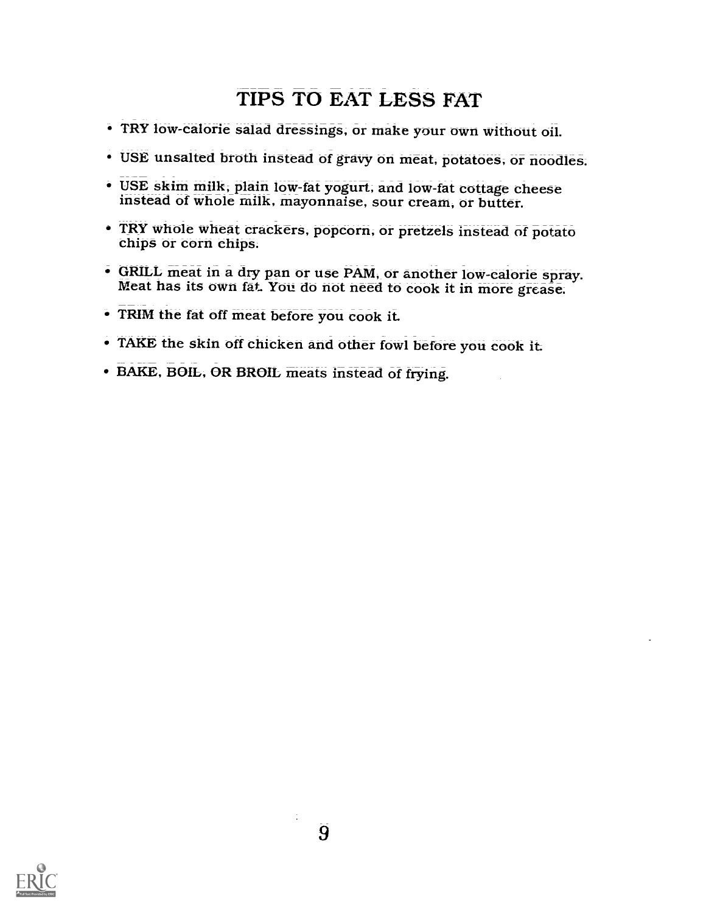# TIPS TO EAT LESS FAT

- TRY low-calorie salad dressings, or make your own without oil.
- USE unsalted broth instead of gravy on meat, potatoes, or noodles.
- USE skim milk, plain low-fat yogurt, and low-fat cottage cheese instead of whole milk, mayonnaise, sour cream, or butter.
- TRY whole wheat crackers, popcorn, or pretzels instead of potato chips or corn chips.
- GRILL meat in a dry pan or use PAM, or another low-calorie spray. Meat has its own fat. You do not need to cook it in more grease.
- TRIM the fat off meat before you cook it.
- TAKE the skin off chicken and other fowl before you cook it.
- BAKE, BOIL, OR BROIL meats instead of frying.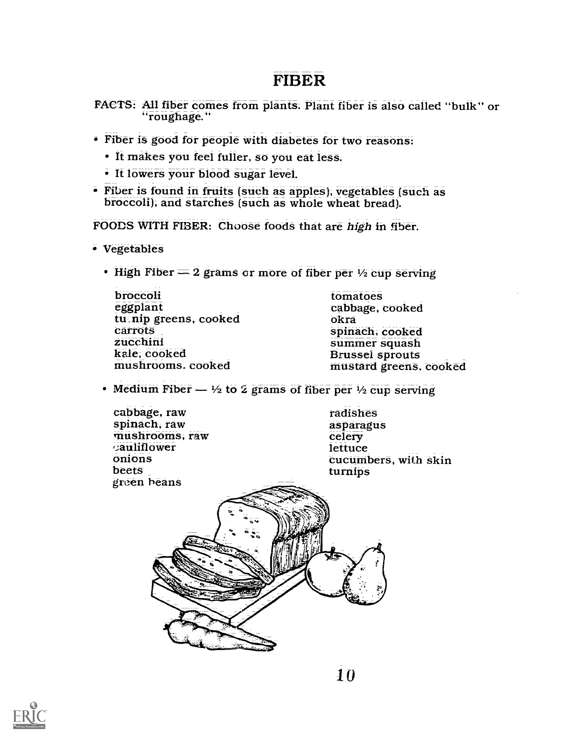# FIBER

FACTS: All fiber comes from plants. Plant fiber is also called "bulk" or "roughage."

- Fiber is good for people with diabetes for two reasons:
  - It makes you feel fuller, so you eat less.
  - It lowers your blood sugar level.
- Fiber is found in fruits (such as apples), vegetables (such as broccoli), and starches (such as whole wheat bread).

FOODS WITH FIBER: Choose foods that are *high* in fiber.

- Vegetables
  - High Fiber — 2 grams or more of fiber per ½ cup serving

    broccoli
    eggplant
    turnip greens, cooked
    carrots
    zucchini
    kale, cooked
    mushrooms, cooked
    tomatoes
    cabbage, cooked
    okra
    spinach, cooked
    summer squash
    Brussel sprouts
    mustard greens, cooked

  - Medium Fiber — ½ to 2 grams of fiber per ½ cup serving

    cabbage, raw
    spinach, raw
    mushrooms, raw
    cauliflower
    onions
    beets
    green beans
    radishes
    asparagus
    celery
    lettuce
    cucumbers, with skin
    turnips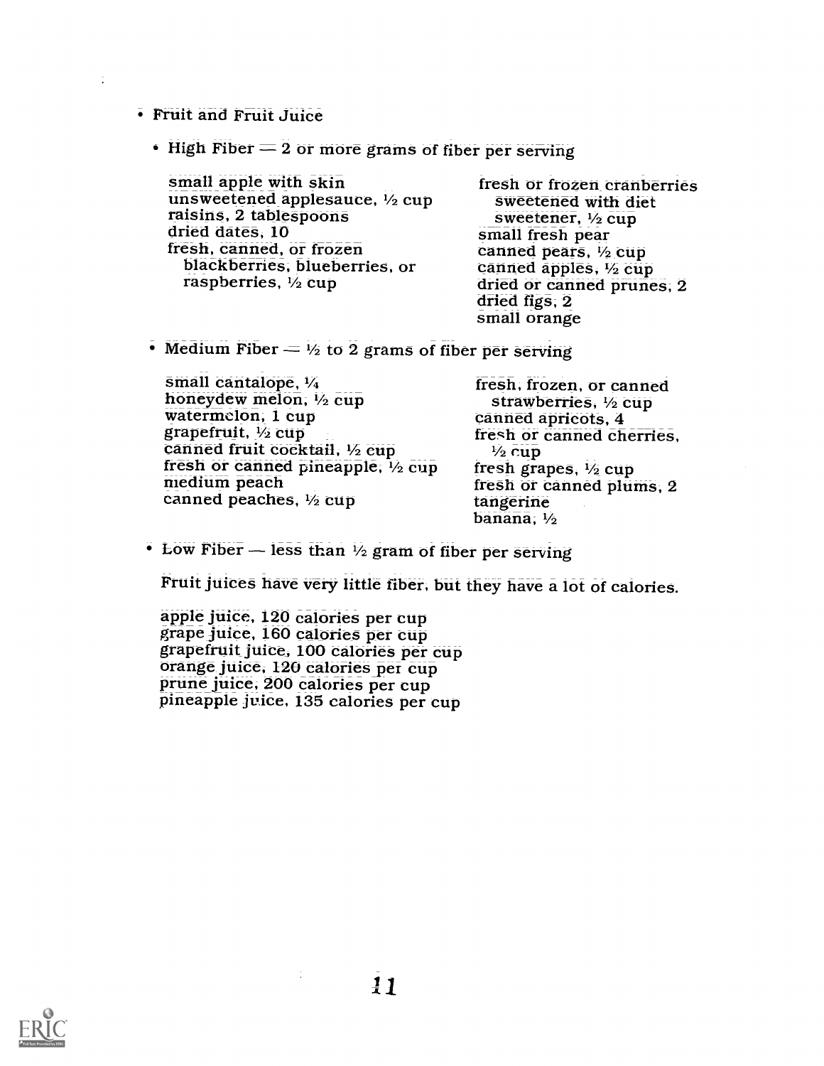- Fruit and Fruit Juice

  - High Fiber = 2 or more grams of fiber per serving

    small apple with skin
    unsweetened applesauce, ½ cup
    raisins, 2 tablespoons
    dried dates, 10
    fresh, canned, or frozen blackberries, blueberries, or raspberries, ½ cup
    fresh or frozen cranberries sweetened with diet sweetener, ½ cup
    small fresh pear
    canned pears, ½ cup
    canned apples, ½ cup
    dried or canned prunes, 2
    dried figs, 2
    small orange

  - Medium Fiber = ½ to 2 grams of fiber per serving

    small cantalope, ¼
    honeydew melon, ½ cup
    watermelon, 1 cup
    grapefruit, ½ cup
    canned fruit cocktail, ½ cup
    fresh or canned pineapple, ½ cup
    medium peach
    canned peaches, ½ cup
    fresh, frozen, or canned strawberries, ½ cup
    canned apricots, 4
    fresh or canned cherries, ½ cup
    fresh grapes, ½ cup
    fresh or canned plums, 2
    tangerine
    banana, ½

  - Low Fiber — less than ½ gram of fiber per serving

    Fruit juices have very little fiber, but they have a lot of calories.

    apple juice, 120 calories per cup
    grape juice, 160 calories per cup
    grapefruit juice, 100 calories per cup
    orange juice, 120 calories per cup
    prune juice, 200 calories per cup
    pineapple juice, 135 calories per cup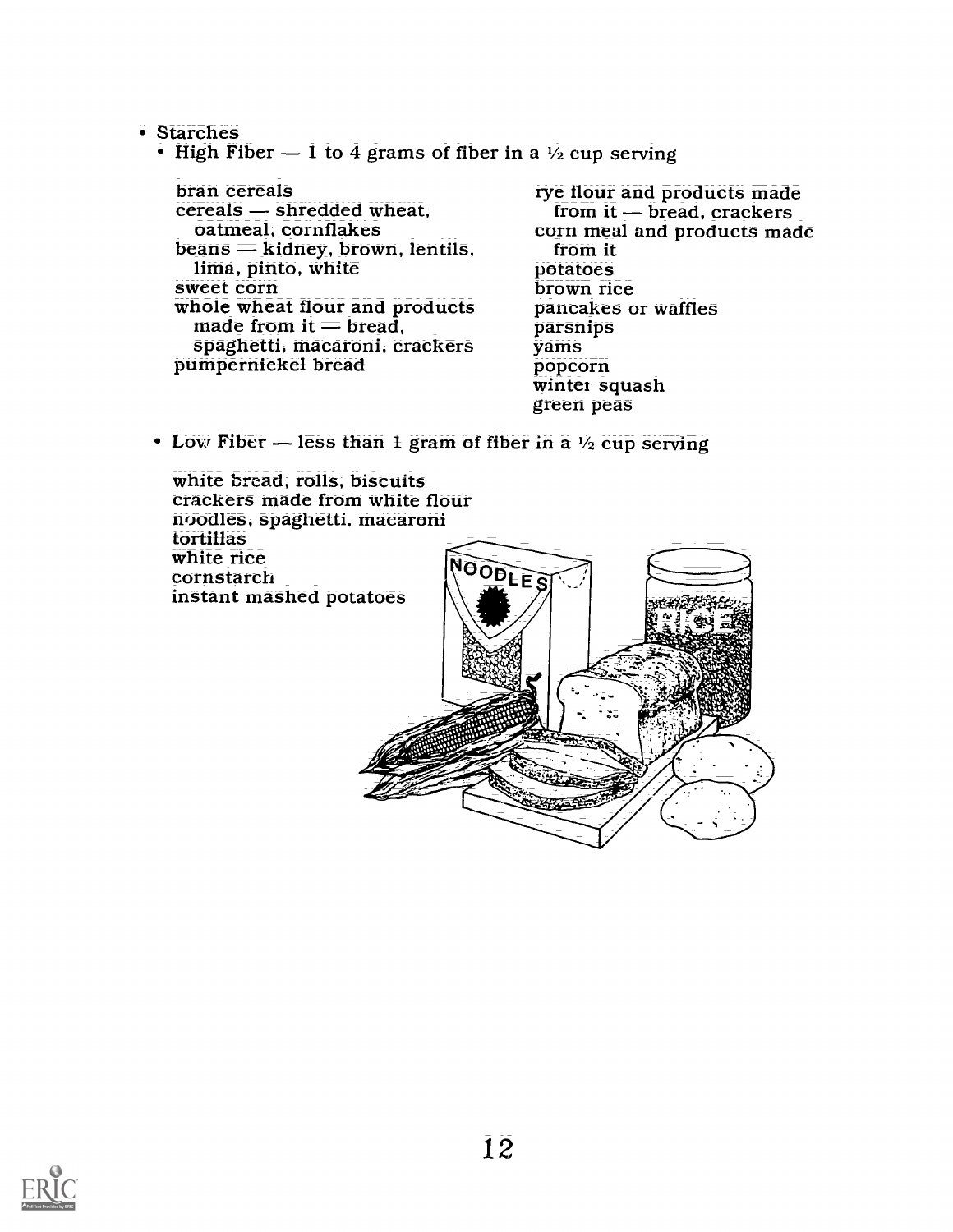- Starches
  - High Fiber — 1 to 4 grams of fiber in a ½ cup serving

bran cereals
cereals — shredded wheat, oatmeal, cornflakes
beans — kidney, brown, lentils, lima, pinto, white
sweet corn
whole wheat flour and products made from it — bread, spaghetti, macaroni, crackers
pumpernickel bread
rye flour and products made from it — bread, crackers
corn meal and products made from it
potatoes
brown rice
pancakes or waffles
parsnips
yams
popcorn
winter squash
green peas

  - Low Fiber — less than 1 gram of fiber in a ½ cup serving

white bread, rolls, biscuits
crackers made from white flour
noodles, spaghetti, macaroni
tortillas
white rice
cornstarch
instant mashed potatoes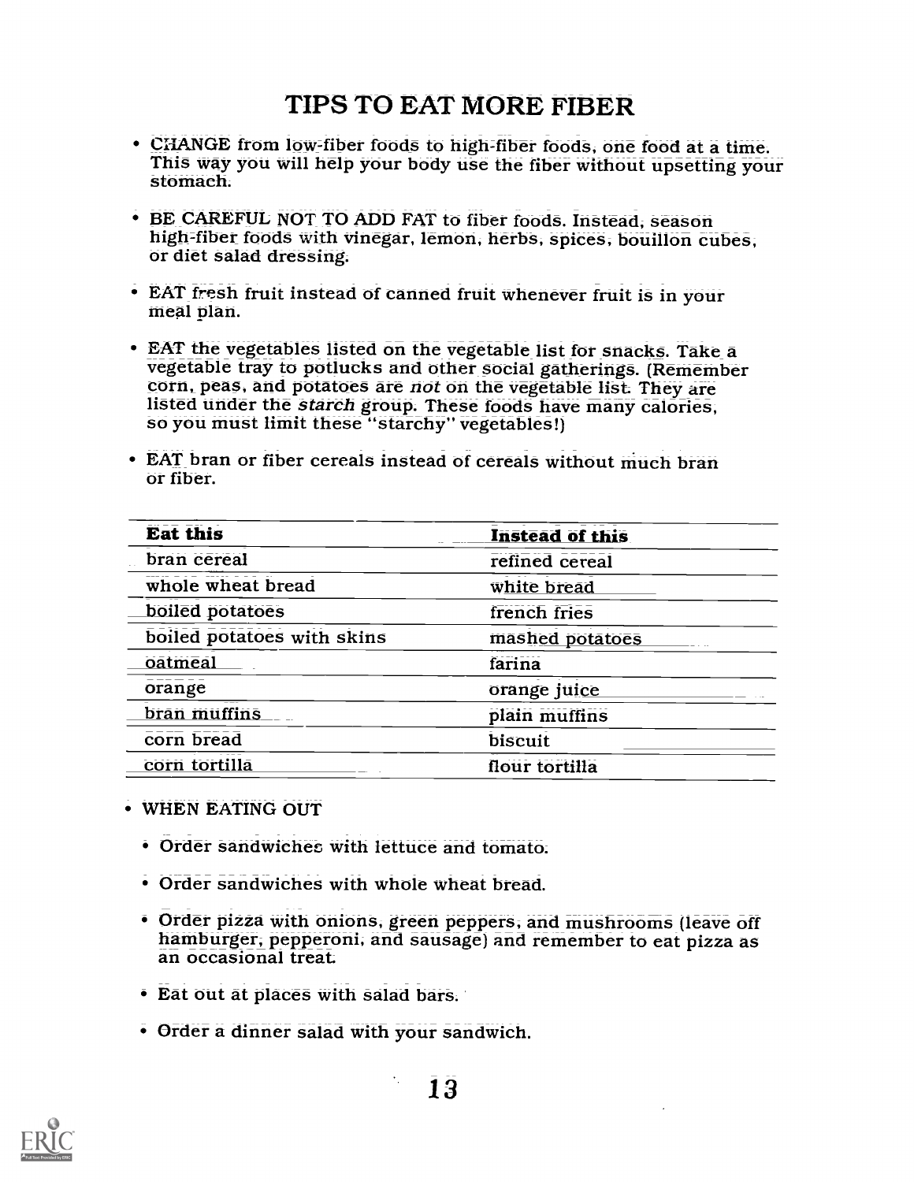# TIPS TO EAT MORE FIBER

- CHANGE from low-fiber foods to high-fiber foods, one food at a time. This way you will help your body use the fiber without upsetting your stomach.
- BE CAREFUL NOT TO ADD FAT to fiber foods. Instead, season high-fiber foods with vinegar, lemon, herbs, spices, bouillon cubes, or diet salad dressing.
- EAT fresh fruit instead of canned fruit whenever fruit is in your meal plan.
- EAT the vegetables listed on the vegetable list for snacks. Take a vegetable tray to potlucks and other social gatherings. (Remember corn, peas, and potatoes are *not* on the vegetable list. They are listed under the *starch* group. These foods have many calories, so you must limit these "starchy" vegetables!)
- EAT bran or fiber cereals instead of cereals without much bran or fiber.

| Eat this | Instead of this |
|---|---|
| bran cereal | refined cereal |
| whole wheat bread | white bread |
| boiled potatoes | french fries |
| boiled potatoes with skins | mashed potatoes |
| oatmeal | farina |
| orange | orange juice |
| bran muffins | plain muffins |
| corn bread | biscuit |
| corn tortilla | flour tortilla |

- WHEN EATING OUT
  - Order sandwiches with lettuce and tomato.
  - Order sandwiches with whole wheat bread.
  - Order pizza with onions, green peppers, and mushrooms (leave off hamburger, pepperoni, and sausage) and remember to eat pizza as an occasional treat.
  - Eat out at places with salad bars.
  - Order a dinner salad with your sandwich.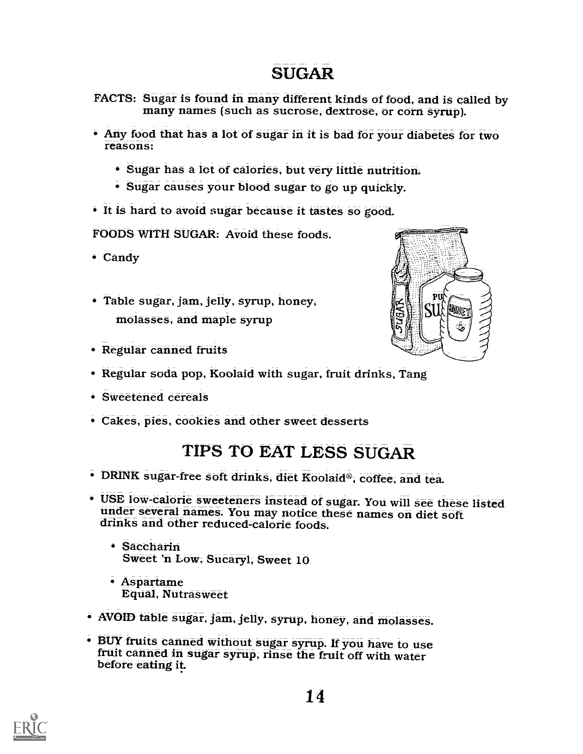# SUGAR

FACTS: Sugar is found in many different kinds of food, and is called by many names (such as sucrose, dextrose, or corn syrup).

- Any food that has a lot of sugar in it is bad for your diabetes for two reasons:
  - Sugar has a lot of calories, but very little nutrition.
  - Sugar causes your blood sugar to go up quickly.
- It is hard to avoid sugar because it tastes so good.

FOODS WITH SUGAR: Avoid these foods.

- Candy
- Table sugar, jam, jelly, syrup, honey, molasses, and maple syrup
- Regular canned fruits
- Regular soda pop, Koolaid with sugar, fruit drinks, Tang
- Sweetened cereals
- Cakes, pies, cookies and other sweet desserts

# TIPS TO EAT LESS SUGAR

- DRINK sugar-free soft drinks, diet Koolaid®, coffee, and tea.
- USE low-calorie sweeteners instead of sugar. You will see these listed under several names. You may notice these names on diet soft drinks and other reduced-calorie foods.
  - Saccharin
    Sweet 'n Low, Sucaryl, Sweet 10
  - Aspartame
    Equal, Nutrasweet
- AVOID table sugar, jam, jelly, syrup, honey, and molasses.
- BUY fruits canned without sugar syrup. If you have to use fruit canned in sugar syrup, rinse the fruit off with water before eating it.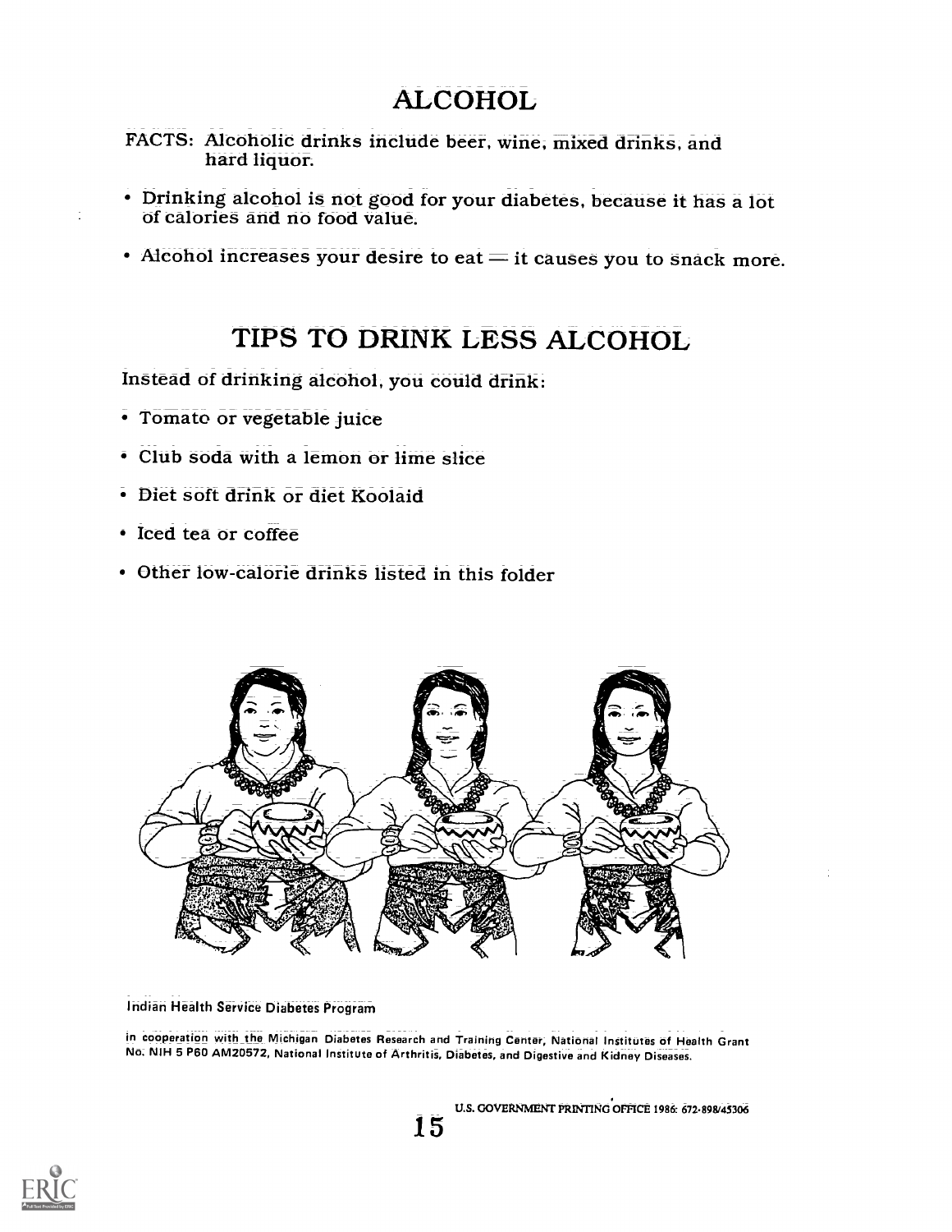# ALCOHOL

FACTS: Alcoholic drinks include beer, wine, mixed drinks, and hard liquor.

- Drinking alcohol is not good for your diabetes, because it has a lot of calories and no food value.
- Alcohol increases your desire to eat — it causes you to snack more.

# TIPS TO DRINK LESS ALCOHOL

Instead of drinking alcohol, you could drink:

- Tomato or vegetable juice
- Club soda with a lemon or lime slice
- Diet soft drink or diet Koolaid
- Iced tea or coffee
- Other low-calorie drinks listed in this folder

Indian Health Service Diabetes Program

in cooperation with the Michigan Diabetes Research and Training Center, National Institutes of Health Grant No. NIH 5 P60 AM20572, National Institute of Arthritis, Diabetes, and Digestive and Kidney Diseases.

U.S. GOVERNMENT PRINTING OFFICE 1986: 672-898/45306